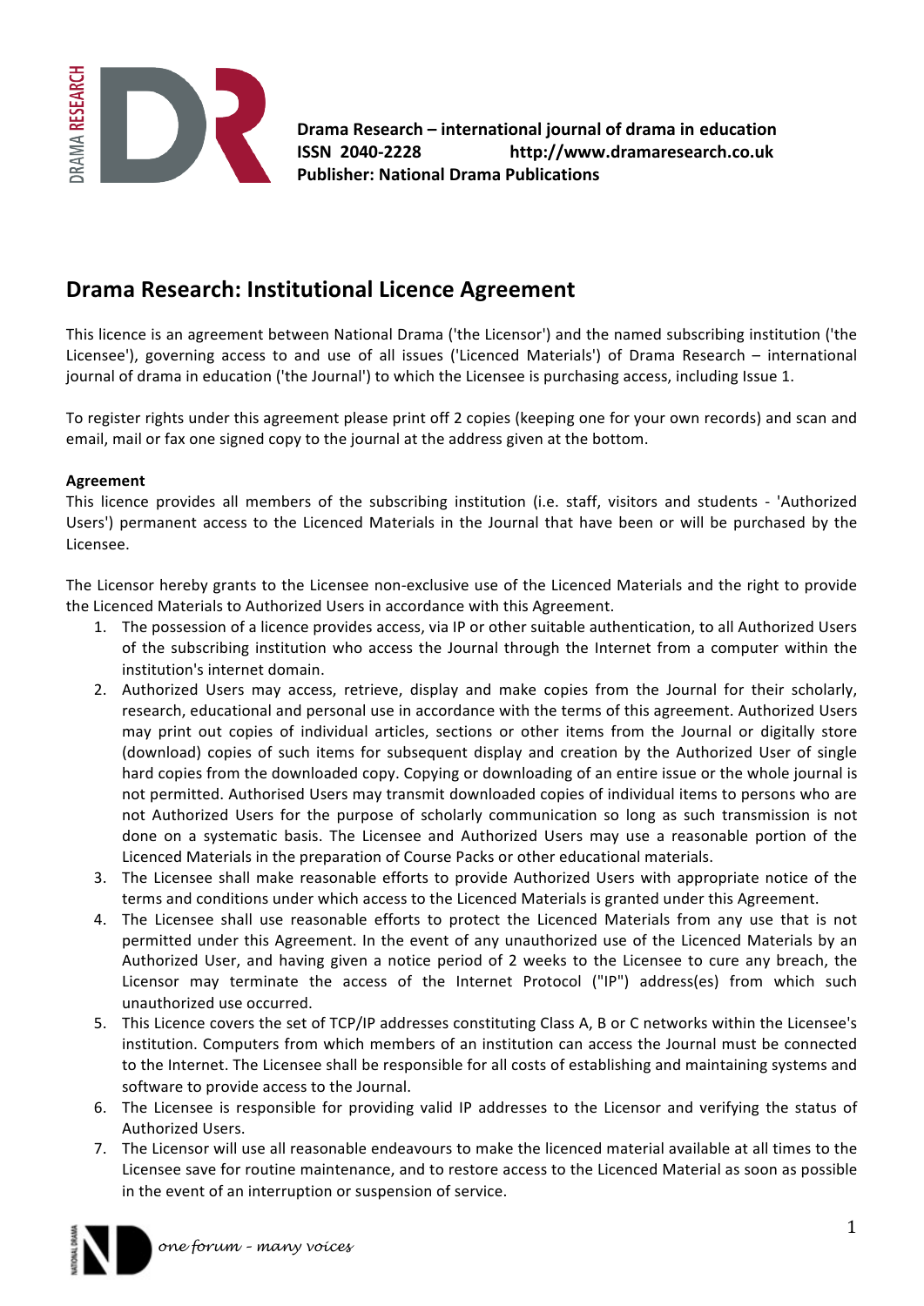**Drama Research – international journal of drama in education**
**ISSN 2040-2228 http://www.dramaresearch.co.uk**
**Publisher: National Drama Publications**

## Drama Research: Institutional Licence Agreement

This licence is an agreement between National Drama ('the Licensor') and the named subscribing institution ('the Licensee'), governing access to and use of all issues ('Licenced Materials') of Drama Research – international journal of drama in education ('the Journal') to which the Licensee is purchasing access, including Issue 1.

To register rights under this agreement please print off 2 copies (keeping one for your own records) and scan and email, mail or fax one signed copy to the journal at the address given at the bottom.

**Agreement**
This licence provides all members of the subscribing institution (i.e. staff, visitors and students - 'Authorized Users') permanent access to the Licenced Materials in the Journal that have been or will be purchased by the Licensee.

The Licensor hereby grants to the Licensee non-exclusive use of the Licenced Materials and the right to provide the Licenced Materials to Authorized Users in accordance with this Agreement.

1. The possession of a licence provides access, via IP or other suitable authentication, to all Authorized Users of the subscribing institution who access the Journal through the Internet from a computer within the institution's internet domain.
2. Authorized Users may access, retrieve, display and make copies from the Journal for their scholarly, research, educational and personal use in accordance with the terms of this agreement. Authorized Users may print out copies of individual articles, sections or other items from the Journal or digitally store (download) copies of such items for subsequent display and creation by the Authorized User of single hard copies from the downloaded copy. Copying or downloading of an entire issue or the whole journal is not permitted. Authorised Users may transmit downloaded copies of individual items to persons who are not Authorized Users for the purpose of scholarly communication so long as such transmission is not done on a systematic basis. The Licensee and Authorized Users may use a reasonable portion of the Licenced Materials in the preparation of Course Packs or other educational materials.
3. The Licensee shall make reasonable efforts to provide Authorized Users with appropriate notice of the terms and conditions under which access to the Licenced Materials is granted under this Agreement.
4. The Licensee shall use reasonable efforts to protect the Licenced Materials from any use that is not permitted under this Agreement. In the event of any unauthorized use of the Licenced Materials by an Authorized User, and having given a notice period of 2 weeks to the Licensee to cure any breach, the Licensor may terminate the access of the Internet Protocol ("IP") address(es) from which such unauthorized use occurred.
5. This Licence covers the set of TCP/IP addresses constituting Class A, B or C networks within the Licensee's institution. Computers from which members of an institution can access the Journal must be connected to the Internet. The Licensee shall be responsible for all costs of establishing and maintaining systems and software to provide access to the Journal.
6. The Licensee is responsible for providing valid IP addresses to the Licensor and verifying the status of Authorized Users.
7. The Licensor will use all reasonable endeavours to make the licenced material available at all times to the Licensee save for routine maintenance, and to restore access to the Licenced Material as soon as possible in the event of an interruption or suspension of service.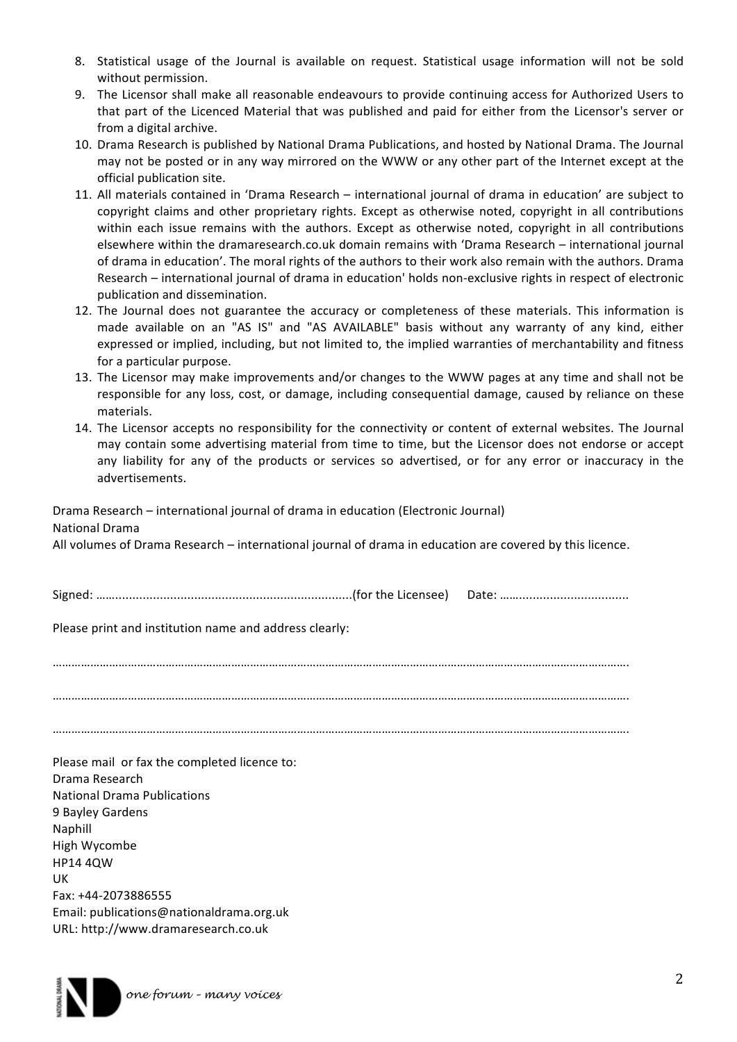8. Statistical usage of the Journal is available on request. Statistical usage information will not be sold without permission.
9. The Licensor shall make all reasonable endeavours to provide continuing access for Authorized Users to that part of the Licenced Material that was published and paid for either from the Licensor's server or from a digital archive.
10. Drama Research is published by National Drama Publications, and hosted by National Drama. The Journal may not be posted or in any way mirrored on the WWW or any other part of the Internet except at the official publication site.
11. All materials contained in 'Drama Research – international journal of drama in education' are subject to copyright claims and other proprietary rights. Except as otherwise noted, copyright in all contributions within each issue remains with the authors. Except as otherwise noted, copyright in all contributions elsewhere within the dramaresearch.co.uk domain remains with 'Drama Research – international journal of drama in education'. The moral rights of the authors to their work also remain with the authors. Drama Research – international journal of drama in education' holds non-exclusive rights in respect of electronic publication and dissemination.
12. The Journal does not guarantee the accuracy or completeness of these materials. This information is made available on an "AS IS" and "AS AVAILABLE" basis without any warranty of any kind, either expressed or implied, including, but not limited to, the implied warranties of merchantability and fitness for a particular purpose.
13. The Licensor may make improvements and/or changes to the WWW pages at any time and shall not be responsible for any loss, cost, or damage, including consequential damage, caused by reliance on these materials.
14. The Licensor accepts no responsibility for the connectivity or content of external websites. The Journal may contain some advertising material from time to time, but the Licensor does not endorse or accept any liability for any of the products or services so advertised, or for any error or inaccuracy in the advertisements.

Drama Research – international journal of drama in education (Electronic Journal)
National Drama
All volumes of Drama Research – international journal of drama in education are covered by this licence.

Signed: ……..................................................................(for the Licensee)   Date: ……................................

Please print and institution name and address clearly:

……………………………………………………………………………………………………………………………………………………….

……………………………………………………………………………………………………………………………………………………….

……………………………………………………………………………………………………………………………………………………….

Please mail or fax the completed licence to:
Drama Research
National Drama Publications
9 Bayley Gardens
Naphill
High Wycombe
HP14 4QW
UK
Fax: +44-2073886555
Email: publications@nationaldrama.org.uk
URL: http://www.dramaresearch.co.uk

*one forum - many voices*